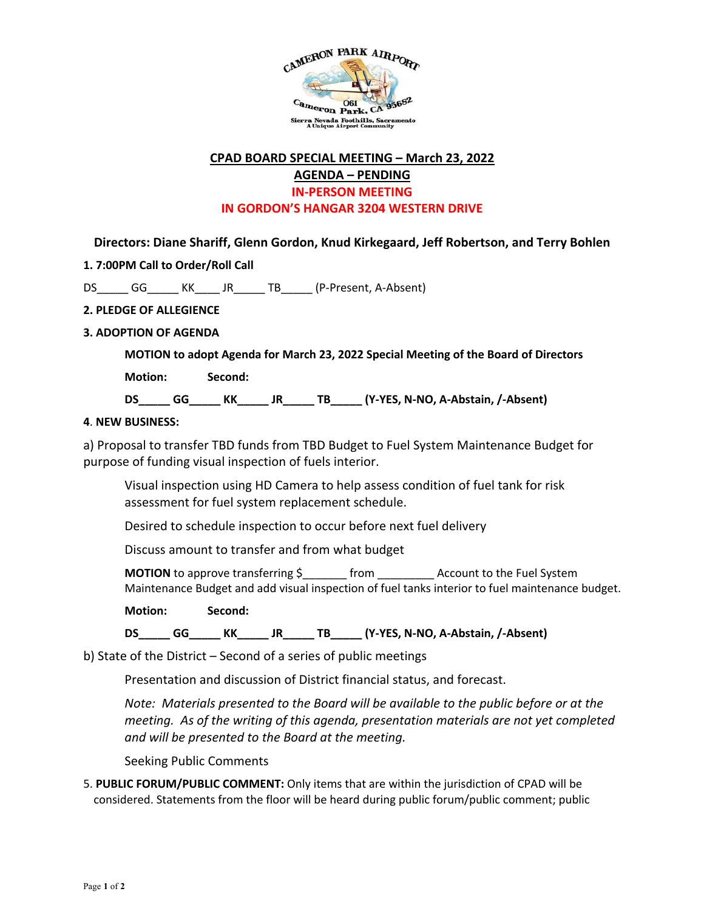## CPAD BOARD SPECIAL MEETING – March 23, 2022

## AGENDA – PENDING

## IN-PERSON MEETING

## IN GORDON'S HANGAR 3204 WESTERN DRIVE

**Directors: Diane Shariff, Glenn Gordon, Knud Kirkegaard, Jeff Robertson, and Terry Bohlen**

**1. 7:00PM Call to Order/Roll Call**

DS_____ GG_____ KK____ JR_____ TB_____ (P-Present, A-Absent)

**2. PLEDGE OF ALLEGIENCE**

**3. ADOPTION OF AGENDA**

**MOTION to adopt Agenda for March 23, 2022 Special Meeting of the Board of Directors**

**Motion: Second:**

**DS_____ GG_____ KK_____ JR_____ TB_____ (Y-YES, N-NO, A-Abstain, /-Absent)**

**4. NEW BUSINESS:**

a) Proposal to transfer TBD funds from TBD Budget to Fuel System Maintenance Budget for purpose of funding visual inspection of fuels interior.

Visual inspection using HD Camera to help assess condition of fuel tank for risk assessment for fuel system replacement schedule.

Desired to schedule inspection to occur before next fuel delivery

Discuss amount to transfer and from what budget

**MOTION** to approve transferring $_______ from _________ Account to the Fuel System Maintenance Budget and add visual inspection of fuel tanks interior to fuel maintenance budget.

**Motion: Second:**

**DS_____ GG_____ KK_____ JR_____ TB_____ (Y-YES, N-NO, A-Abstain, /-Absent)**

b) State of the District – Second of a series of public meetings

Presentation and discussion of District financial status, and forecast.

*Note: Materials presented to the Board will be available to the public before or at the meeting. As of the writing of this agenda, presentation materials are not yet completed and will be presented to the Board at the meeting.*

Seeking Public Comments

5. **PUBLIC FORUM/PUBLIC COMMENT:** Only items that are within the jurisdiction of CPAD will be considered. Statements from the floor will be heard during public forum/public comment; public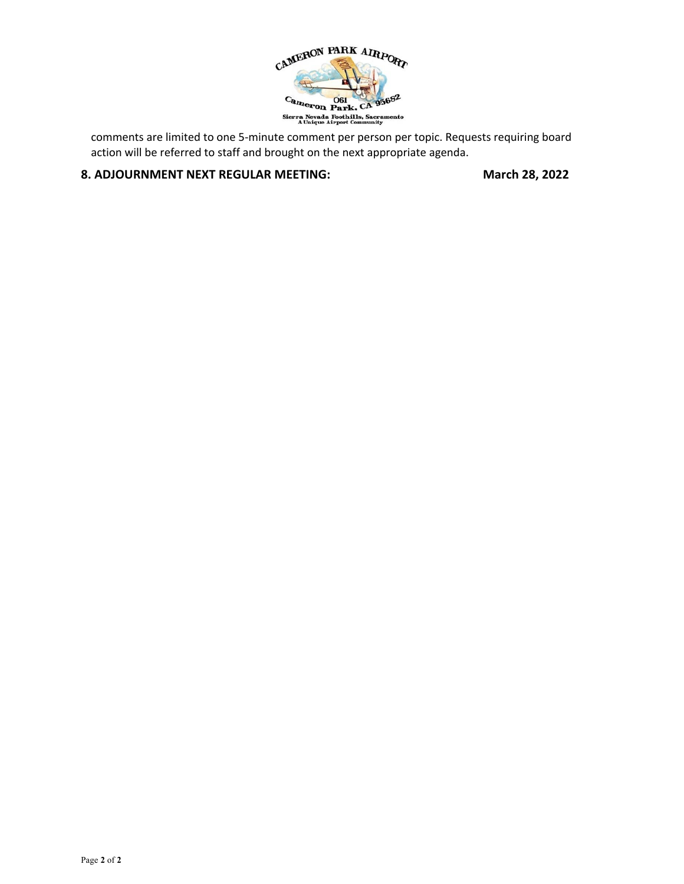comments are limited to one 5-minute comment per person per topic. Requests requiring board action will be referred to staff and brought on the next appropriate agenda.

**8. ADJOURNMENT NEXT REGULAR MEETING: March 28, 2022**